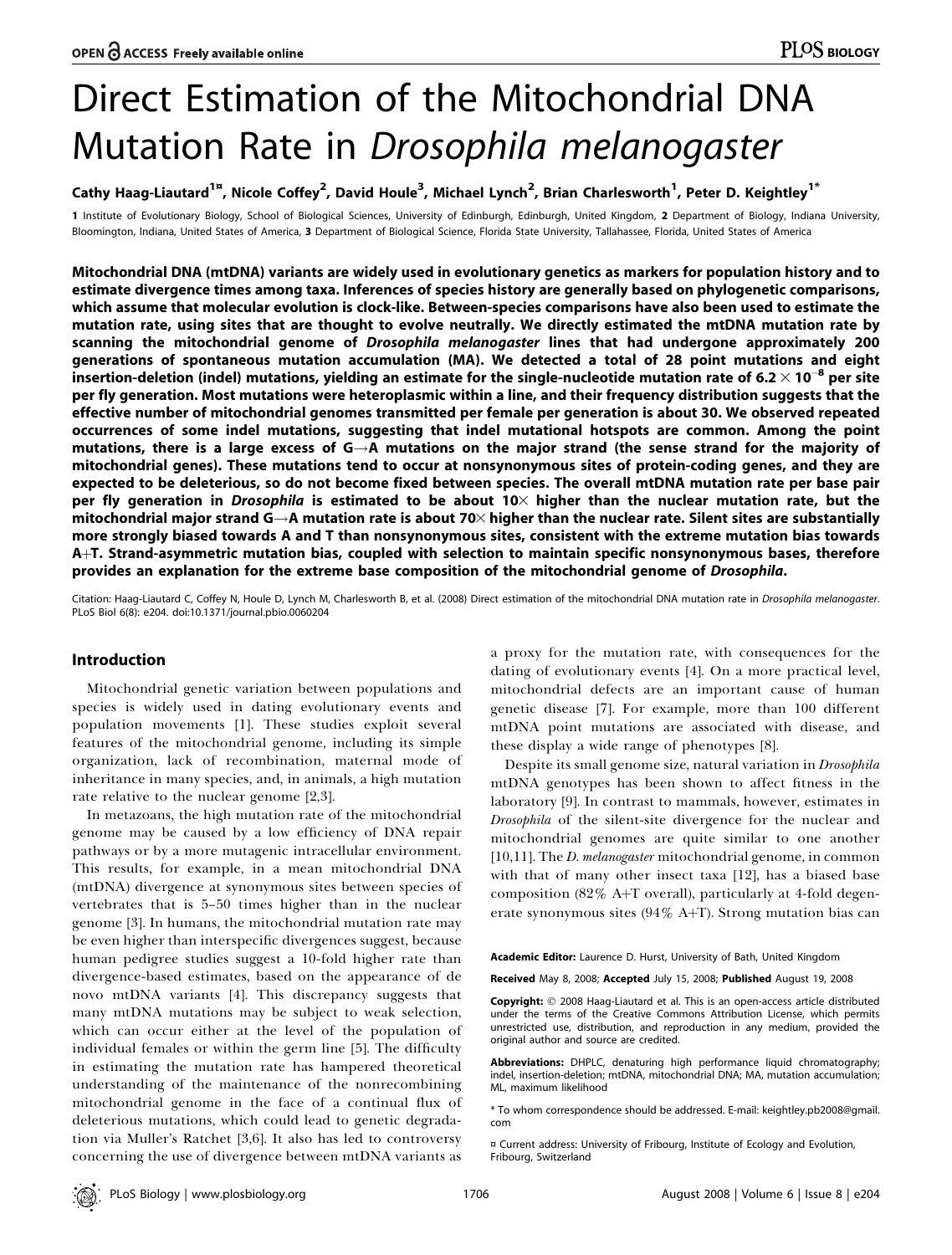# Direct Estimation of the Mitochondrial DNA Mutation Rate in *Drosophila melanogaster*

Cathy Haag-Liautard[1¤], Nicole Coffey[2], David Houle[3], Michael Lynch[2], Brian Charlesworth[1], Peter D. Keightley[1*]

1 Institute of Evolutionary Biology, School of Biological Sciences, University of Edinburgh, Edinburgh, United Kingdom, 2 Department of Biology, Indiana University, Bloomington, Indiana, United States of America, 3 Department of Biological Science, Florida State University, Tallahassee, Florida, United States of America

**Mitochondrial DNA (mtDNA) variants are widely used in evolutionary genetics as markers for population history and to estimate divergence times among taxa. Inferences of species history are generally based on phylogenetic comparisons, which assume that molecular evolution is clock-like. Between-species comparisons have also been used to estimate the mutation rate, using sites that are thought to evolve neutrally. We directly estimated the mtDNA mutation rate by scanning the mitochondrial genome of *Drosophila melanogaster* lines that had undergone approximately 200 generations of spontaneous mutation accumulation (MA). We detected a total of 28 point mutations and eight insertion-deletion (indel) mutations, yielding an estimate for the single-nucleotide mutation rate of $6.2 \times 10^{-8}$ per site per fly generation. Most mutations were heteroplasmic within a line, and their frequency distribution suggests that the effective number of mitochondrial genomes transmitted per female per generation is about 30. We observed repeated occurrences of some indel mutations, suggesting that indel mutational hotspots are common. Among the point mutations, there is a large excess of G→A mutations on the major strand (the sense strand for the majority of mitochondrial genes). These mutations tend to occur at nonsynonymous sites of protein-coding genes, and they are expected to be deleterious, so do not become fixed between species. The overall mtDNA mutation rate per base pair per fly generation in *Drosophila* is estimated to be about 10× higher than the nuclear mutation rate, but the mitochondrial major strand G→A mutation rate is about 70× higher than the nuclear rate. Silent sites are substantially more strongly biased towards A and T than nonsynonymous sites, consistent with the extreme mutation bias towards A+T. Strand-asymmetric mutation bias, coupled with selection to maintain specific nonsynonymous bases, therefore provides an explanation for the extreme base composition of the mitochondrial genome of *Drosophila*.**

Citation: Haag-Liautard C, Coffey N, Houle D, Lynch M, Charlesworth B, et al. (2008) Direct estimation of the mitochondrial DNA mutation rate in *Drosophila melanogaster*. PLoS Biol 6(8): e204. doi:10.1371/journal.pbio.0060204

## Introduction

Mitochondrial genetic variation between populations and species is widely used in dating evolutionary events and population movements [1]. These studies exploit several features of the mitochondrial genome, including its simple organization, lack of recombination, maternal mode of inheritance in many species, and, in animals, a high mutation rate relative to the nuclear genome [2,3].

In metazoans, the high mutation rate of the mitochondrial genome may be caused by a low efficiency of DNA repair pathways or by a more mutagenic intracellular environment. This results, for example, in a mean mitochondrial DNA (mtDNA) divergence at synonymous sites between species of vertebrates that is 5–50 times higher than in the nuclear genome [3]. In humans, the mitochondrial mutation rate may be even higher than interspecific divergences suggest, because human pedigree studies suggest a 10-fold higher rate than divergence-based estimates, based on the appearance of de novo mtDNA variants [4]. This discrepancy suggests that many mtDNA mutations may be subject to weak selection, which can occur either at the level of the population of individual females or within the germ line [5]. The difficulty in estimating the mutation rate has hampered theoretical understanding of the maintenance of the nonrecombining mitochondrial genome in the face of a continual flux of deleterious mutations, which could lead to genetic degradation via Muller's Ratchet [3,6]. It also has led to controversy concerning the use of divergence between mtDNA variants as a proxy for the mutation rate, with consequences for the dating of evolutionary events [4]. On a more practical level, mitochondrial defects are an important cause of human genetic disease [7]. For example, more than 100 different mtDNA point mutations are associated with disease, and these display a wide range of phenotypes [8].

Despite its small genome size, natural variation in *Drosophila* mtDNA genotypes has been shown to affect fitness in the laboratory [9]. In contrast to mammals, however, estimates in *Drosophila* of the silent-site divergence for the nuclear and mitochondrial genomes are quite similar to one another [10,11]. The *D. melanogaster* mitochondrial genome, in common with that of many other insect taxa [12], has a biased base composition (82% A+T overall), particularly at 4-fold degenerate synonymous sites (94% A+T). Strong mutation bias can

**Academic Editor:** Laurence D. Hurst, University of Bath, United Kingdom

**Received** May 8, 2008; **Accepted** July 15, 2008; **Published** August 19, 2008

**Copyright:** © 2008 Haag-Liautard et al. This is an open-access article distributed under the terms of the Creative Commons Attribution License, which permits unrestricted use, distribution, and reproduction in any medium, provided the original author and source are credited.

**Abbreviations:** DHPLC, denaturing high performance liquid chromatography; indel, insertion-deletion; mtDNA, mitochondrial DNA; MA, mutation accumulation; ML, maximum likelihood

\* To whom correspondence should be addressed. E-mail: keightley.pb2008@gmail.com

¤ Current address: University of Fribourg, Institute of Ecology and Evolution, Fribourg, Switzerland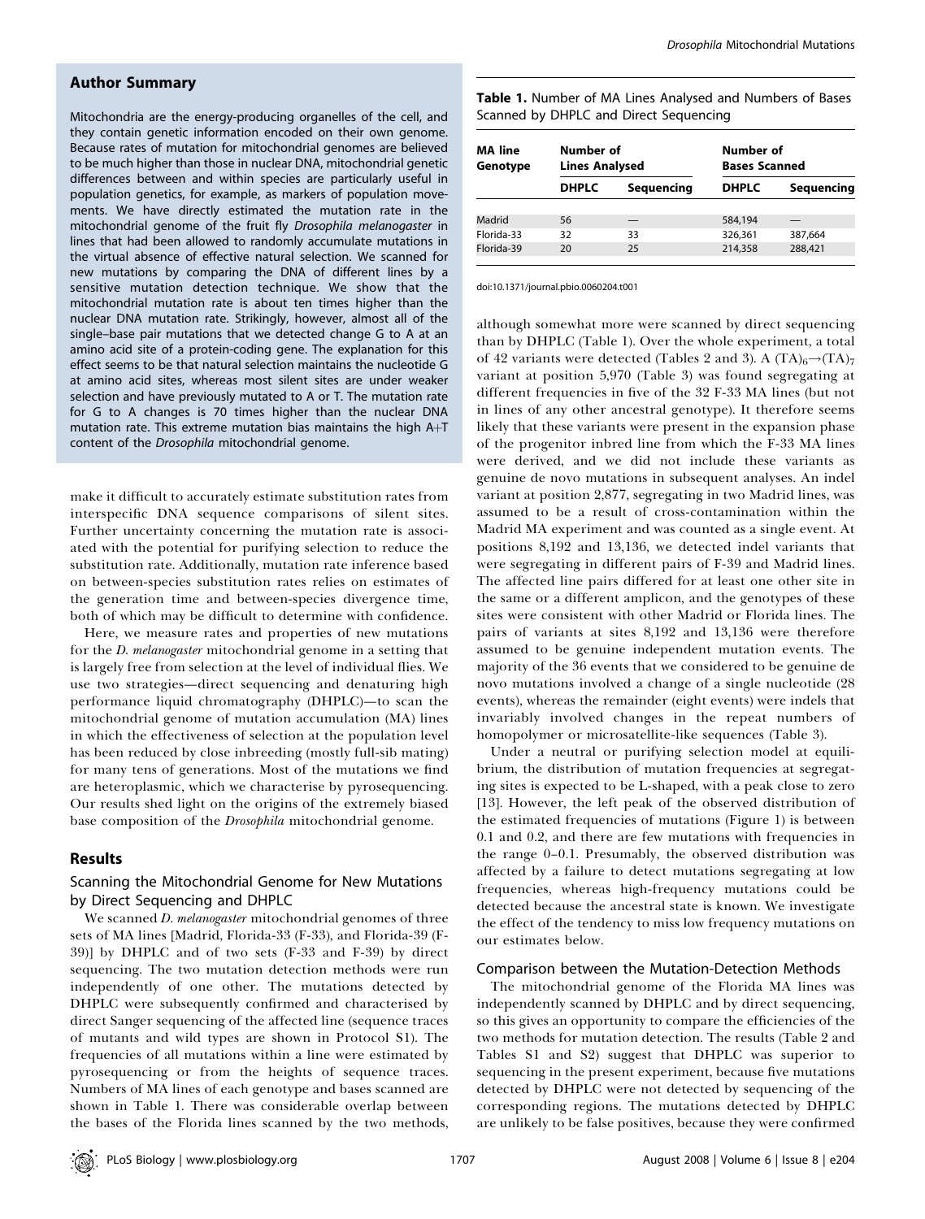## Author Summary

Mitochondria are the energy-producing organelles of the cell, and they contain genetic information encoded on their own genome. Because rates of mutation for mitochondrial genomes are believed to be much higher than those in nuclear DNA, mitochondrial genetic differences between and within species are particularly useful in population genetics, for example, as markers of population movements. We have directly estimated the mutation rate in the mitochondrial genome of the fruit fly *Drosophila melanogaster* in lines that had been allowed to randomly accumulate mutations in the virtual absence of effective natural selection. We scanned for new mutations by comparing the DNA of different lines by a sensitive mutation detection technique. We show that the mitochondrial mutation rate is about ten times higher than the nuclear DNA mutation rate. Strikingly, however, almost all of the single–base pair mutations that we detected change G to A at an amino acid site of a protein-coding gene. The explanation for this effect seems to be that natural selection maintains the nucleotide G at amino acid sites, whereas most silent sites are under weaker selection and have previously mutated to A or T. The mutation rate for G to A changes is 70 times higher than the nuclear DNA mutation rate. This extreme mutation bias maintains the high A+T content of the *Drosophila* mitochondrial genome.

make it difficult to accurately estimate substitution rates from interspecific DNA sequence comparisons of silent sites. Further uncertainty concerning the mutation rate is associated with the potential for purifying selection to reduce the substitution rate. Additionally, mutation rate inference based on between-species substitution rates relies on estimates of the generation time and between-species divergence time, both of which may be difficult to determine with confidence.

Here, we measure rates and properties of new mutations for the *D. melanogaster* mitochondrial genome in a setting that is largely free from selection at the level of individual flies. We use two strategies—direct sequencing and denaturing high performance liquid chromatography (DHPLC)—to scan the mitochondrial genome of mutation accumulation (MA) lines in which the effectiveness of selection at the population level has been reduced by close inbreeding (mostly full-sib mating) for many tens of generations. Most of the mutations we find are heteroplasmic, which we characterise by pyrosequencing. Our results shed light on the origins of the extremely biased base composition of the *Drosophila* mitochondrial genome.

## Results

### Scanning the Mitochondrial Genome for New Mutations by Direct Sequencing and DHPLC

We scanned *D. melanogaster* mitochondrial genomes of three sets of MA lines [Madrid, Florida-33 (F-33), and Florida-39 (F-39)] by DHPLC and of two sets (F-33 and F-39) by direct sequencing. The two mutation detection methods were run independently of one other. The mutations detected by DHPLC were subsequently confirmed and characterised by direct Sanger sequencing of the affected line (sequence traces of mutants and wild types are shown in Protocol S1). The frequencies of all mutations within a line were estimated by pyrosequencing or from the heights of sequence traces. Numbers of MA lines of each genotype and bases scanned are shown in Table 1. There was considerable overlap between the bases of the Florida lines scanned by the two methods,

**Table 1.** Number of MA Lines Analysed and Numbers of Bases Scanned by DHPLC and Direct Sequencing

| MA line Genotype | Number of Lines Analysed | | Number of Bases Scanned | |
|---|---|---|---|---|
| | DHPLC | Sequencing | DHPLC | Sequencing |
| Madrid | 56 | — | 584,194 | — |
| Florida-33 | 32 | 33 | 326,361 | 387,664 |
| Florida-39 | 20 | 25 | 214,358 | 288,421 |

doi:10.1371/journal.pbio.0060204.t001

although somewhat more were scanned by direct sequencing than by DHPLC (Table 1). Over the whole experiment, a total of 42 variants were detected (Tables 2 and 3). A $(TA)_6 \rightarrow (TA)_7$ variant at position 5,970 (Table 3) was found segregating at different frequencies in five of the 32 F-33 MA lines (but not in lines of any other ancestral genotype). It therefore seems likely that these variants were present in the expansion phase of the progenitor inbred line from which the F-33 MA lines were derived, and we did not include these variants as genuine de novo mutations in subsequent analyses. An indel variant at position 2,877, segregating in two Madrid lines, was assumed to be a result of cross-contamination within the Madrid MA experiment and was counted as a single event. At positions 8,192 and 13,136, we detected indel variants that were segregating in different pairs of F-39 and Madrid lines. The affected line pairs differed for at least one other site in the same or a different amplicon, and the genotypes of these sites were consistent with other Madrid or Florida lines. The pairs of variants at sites 8,192 and 13,136 were therefore assumed to be genuine independent mutation events. The majority of the 36 events that we considered to be genuine de novo mutations involved a change of a single nucleotide (28 events), whereas the remainder (eight events) were indels that invariably involved changes in the repeat numbers of homopolymer or microsatellite-like sequences (Table 3).

Under a neutral or purifying selection model at equilibrium, the distribution of mutation frequencies at segregating sites is expected to be L-shaped, with a peak close to zero [13]. However, the left peak of the observed distribution of the estimated frequencies of mutations (Figure 1) is between 0.1 and 0.2, and there are few mutations with frequencies in the range 0–0.1. Presumably, the observed distribution was affected by a failure to detect mutations segregating at low frequencies, whereas high-frequency mutations could be detected because the ancestral state is known. We investigate the effect of the tendency to miss low frequency mutations on our estimates below.

### Comparison between the Mutation-Detection Methods

The mitochondrial genome of the Florida MA lines was independently scanned by DHPLC and by direct sequencing, so this gives an opportunity to compare the efficiencies of the two methods for mutation detection. The results (Table 2 and Tables S1 and S2) suggest that DHPLC was superior to sequencing in the present experiment, because five mutations detected by DHPLC were not detected by sequencing of the corresponding regions. The mutations detected by DHPLC are unlikely to be false positives, because they were confirmed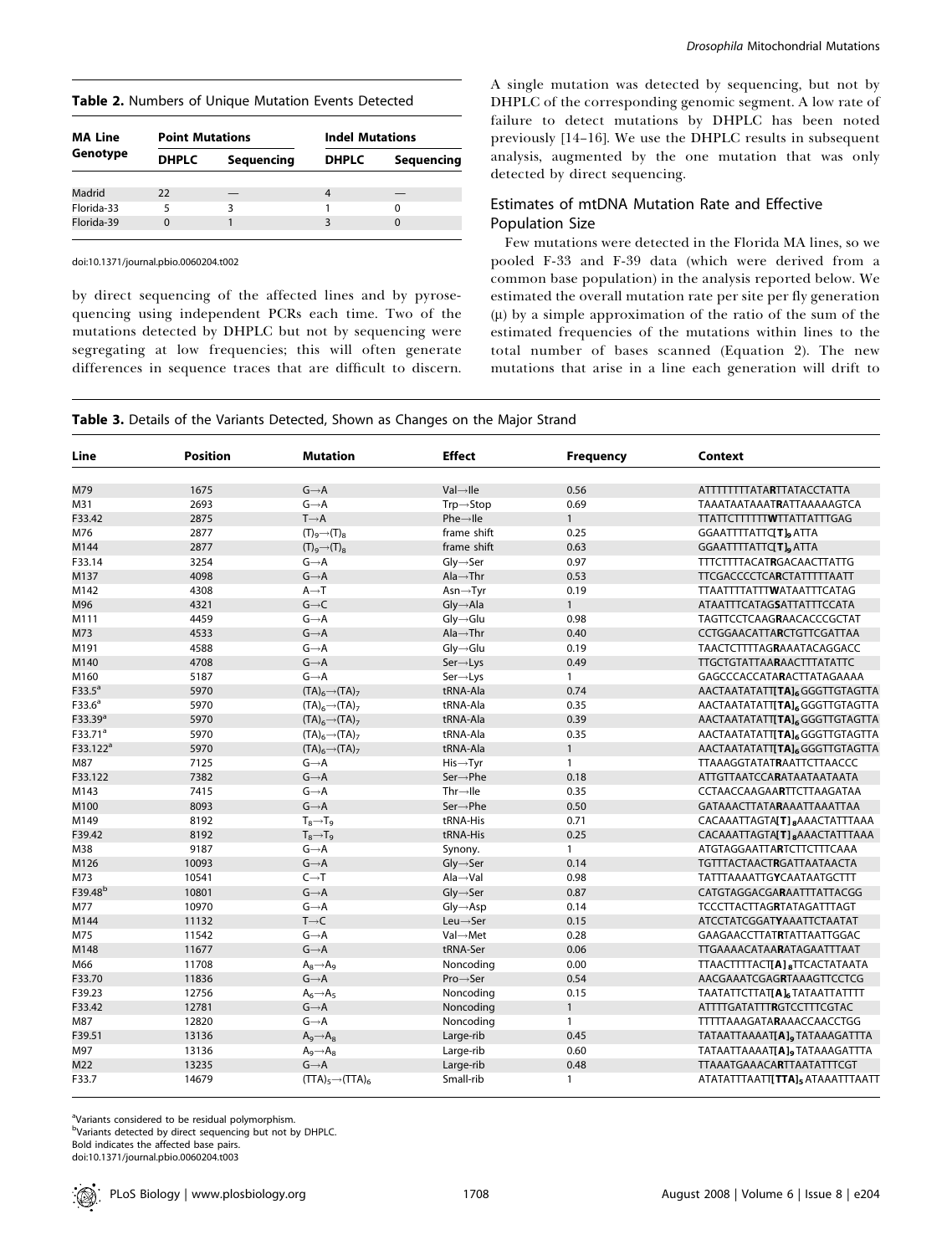**Table 2.** Numbers of Unique Mutation Events Detected

| MA Line Genotype | Point Mutations | | Indel Mutations | |
|---|---|---|---|---|
| | DHPLC | Sequencing | DHPLC | Sequencing |
| Madrid | 22 | — | 4 | — |
| Florida-33 | 5 | 3 | 1 | 0 |
| Florida-39 | 0 | 1 | 3 | 0 |

doi:10.1371/journal.pbio.0060204.t002

by direct sequencing of the affected lines and by pyrosequencing using independent PCRs each time. Two of the mutations detected by DHPLC but not by sequencing were segregating at low frequencies; this will often generate differences in sequence traces that are difficult to discern. A single mutation was detected by sequencing, but not by DHPLC of the corresponding genomic segment. A low rate of failure to detect mutations by DHPLC has been noted previously [14–16]. We use the DHPLC results in subsequent analysis, augmented by the one mutation that was only detected by direct sequencing.

## Estimates of mtDNA Mutation Rate and Effective Population Size

Few mutations were detected in the Florida MA lines, so we pooled F-33 and F-39 data (which were derived from a common base population) in the analysis reported below. We estimated the overall mutation rate per site per fly generation ($\mu$) by a simple approximation of the ratio of the sum of the estimated frequencies of the mutations within lines to the total number of bases scanned (Equation 2). The new mutations that arise in a line each generation will drift to

**Table 3.** Details of the Variants Detected, Shown as Changes on the Major Strand

| Line | Position | Mutation | Effect | Frequency | Context |
|---|---|---|---|---|---|
| M79 | 1675 | G→A | Val→Ile | 0.56 | ATTTTTTTTATA**R**TTATACCTATTA |
| M31 | 2693 | G→A | Trp→Stop | 0.69 | TAAATAATAAAT**R**ATTAAAAAGTCA |
| F33.42 | 2875 | T→A | Phe→Ile | 1 | TTATTCTTTTTT**W**TTATTATTTGAG |
| M76 | 2877 | $(T)_9$→$(T)_8$ | frame shift | 0.25 | GGAATTTTATTC**[T]$_9$**ATTA |
| M144 | 2877 | $(T)_9$→$(T)_8$ | frame shift | 0.63 | GGAATTTTATTC**[T]$_9$**ATTA |
| F33.14 | 3254 | G→A | Gly→Ser | 0.97 | TTTCTTTTACAT**R**GACAACTTATTG |
| M137 | 4098 | G→A | Ala→Thr | 0.53 | TTCGACCCCTCA**R**CTATTTTTAATT |
| M142 | 4308 | A→T | Asn→Tyr | 0.19 | TTAATTTTATTT**W**ATAATTTCATAG |
| M96 | 4321 | G→C | Gly→Ala | 1 | ATAATTTCATAG**S**ATTATTTCCATA |
| M111 | 4459 | G→A | Gly→Glu | 0.98 | TAGTTCCTCAAG**R**AACACCCGCTAT |
| M73 | 4533 | G→A | Ala→Thr | 0.40 | CCTGGAACATTA**R**CTGTTCGATTAA |
| M191 | 4588 | G→A | Gly→Glu | 0.19 | TAACTCTTTTAG**R**AAATACAGGACC |
| M140 | 4708 | G→A | Ser→Lys | 0.49 | TTGCTGTATTAA**R**AACTTTATATTC |
| M160 | 5187 | G→A | Ser→Lys | 1 | GAGCCCACCATA**R**ACTTATAGAAAA |
| F33.5[a] | 5970 | $(TA)_6$→$(TA)_7$ | tRNA-Ala | 0.74 | AACTAATATATT**[TA]$_6$**GGGTTGTAGTTA |
| F33.6[a] | 5970 | $(TA)_6$→$(TA)_7$ | tRNA-Ala | 0.35 | AACTAATATATT**[TA]$_6$**GGGTTGTAGTTA |
| F33.39[a] | 5970 | $(TA)_6$→$(TA)_7$ | tRNA-Ala | 0.39 | AACTAATATATT**[TA]$_6$**GGGTTGTAGTTA |
| F33.71[a] | 5970 | $(TA)_6$→$(TA)_7$ | tRNA-Ala | 0.35 | AACTAATATATT**[TA]$_6$**GGGTTGTAGTTA |
| F33.122[a] | 5970 | $(TA)_6$→$(TA)_7$ | tRNA-Ala | 1 | AACTAATATATT**[TA]$_6$**GGGTTGTAGTTA |
| M87 | 7125 | G→A | His→Tyr | 1 | TTAAAGGTATAT**R**AATTCTTAACCC |
| F33.122 | 7382 | G→A | Ser→Phe | 0.18 | ATTGTTAATCCA**R**ATAATAATAATA |
| M143 | 7415 | G→A | Thr→Ile | 0.35 | CCTAACCAAGAA**R**TTCTTAAGATAA |
| M100 | 8093 | G→A | Ser→Phe | 0.50 | GATAAACTTATA**R**AAATTAAATTAA |
| M149 | 8192 | $T_8$→$T_9$ | tRNA-His | 0.71 | CACAAATTAGTA**[T]$_8$**AAACTATTTAAA |
| F39.42 | 8192 | $T_8$→$T_9$ | tRNA-His | 0.25 | CACAAATTAGTA**[T]$_8$**AAACTATTTAAA |
| M38 | 9187 | G→A | Synony. | 1 | ATGTAGGAATTA**R**TCTTCTTTCAAA |
| M126 | 10093 | G→A | Gly→Ser | 0.14 | TGTTTACTAACT**R**GATTAATAACTA |
| M73 | 10541 | C→T | Ala→Val | 0.98 | TATTTAAAATTG**Y**CAATAATGCTTT |
| F39.48[b] | 10801 | G→A | Gly→Ser | 0.87 | CATGTAGGACGA**R**AATTTATTACGG |
| M77 | 10970 | G→A | Gly→Asp | 0.14 | TCCCTTACTTAG**R**TATAGATTTAGT |
| M144 | 11132 | T→C | Leu→Ser | 0.15 | ATCCTATCGGAT**Y**AAATTCTAATAT |
| M75 | 11542 | G→A | Val→Met | 0.28 | GAAGAACCTTAT**R**TATTAATTGGAC |
| M148 | 11677 | G→A | tRNA-Ser | 0.06 | TTGAAAACATAA**R**ATAGAATTTAAT |
| M66 | 11708 | $A_8$→$A_9$ | Noncoding | 0.00 | TTAACTTTTACT**[A]$_8$**TTCACTATAATA |
| F33.70 | 11836 | G→A | Pro→Ser | 0.54 | AACGAAATCGAG**R**TAAAGTTCCTCG |
| F39.23 | 12756 | $A_6$→$A_5$ | Noncoding | 0.15 | TAATATTCTTAT**[A]$_6$**TATAATTATTTT |
| F33.42 | 12781 | G→A | Noncoding | 1 | ATTTTGATATTT**R**GTCCTTTCGTAC |
| M87 | 12820 | G→A | Noncoding | 1 | TTTTTAAAGATA**R**AAACCAACCTGG |
| F39.51 | 13136 | $A_9$→$A_8$ | Large-rib | 0.45 | TATAATTAAAAT**[A]$_9$**TATAAAGATTTA |
| M97 | 13136 | $A_9$→$A_8$ | Large-rib | 0.60 | TATAATTAAAAT**[A]$_9$**TATAAAGATTTA |
| M22 | 13235 | G→A | Large-rib | 0.48 | TTAAATGAAACA**R**TTAATATTTCGT |
| F33.7 | 14679 | $(TTA)_5$→$(TTA)_6$ | Small-rib | 1 | ATATATTTAATT**[TTA]$_5$**ATAAATTTAATT |

[a]Variants considered to be residual polymorphism.
[b]Variants detected by direct sequencing but not by DHPLC.
Bold indicates the affected base pairs.
doi:10.1371/journal.pbio.0060204.t003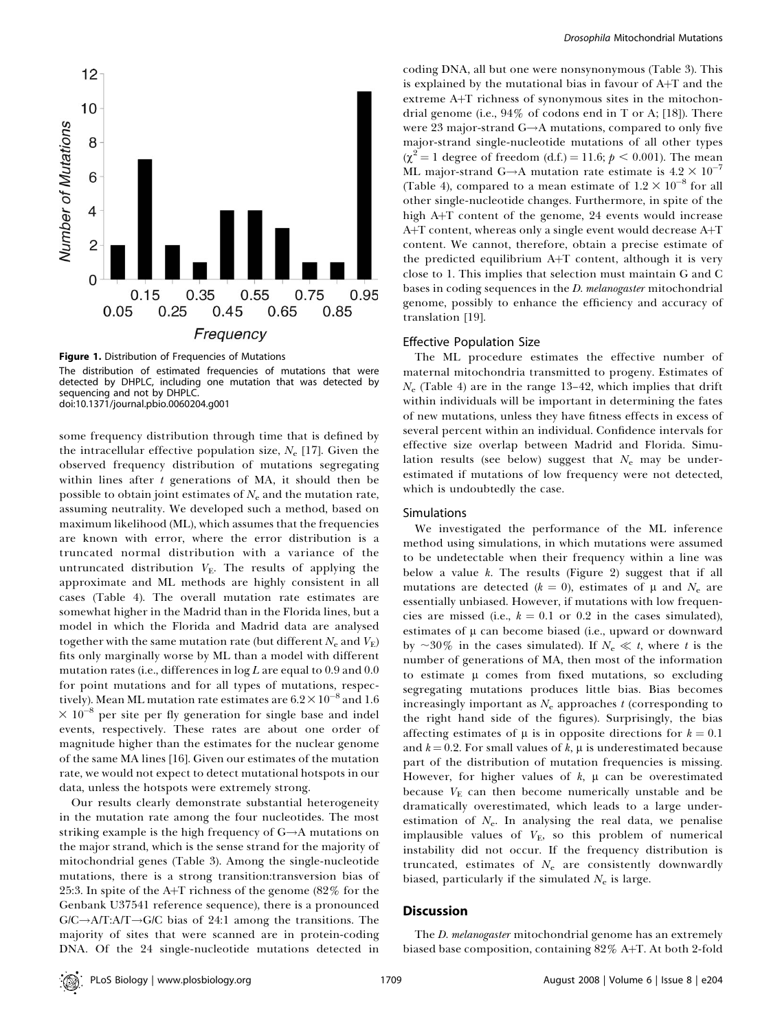**Figure 1.** Distribution of Frequencies of Mutations

The distribution of estimated frequencies of mutations that were detected by DHPLC, including one mutation that was detected by sequencing and not by DHPLC.

doi:10.1371/journal.pbio.0060204.g001

some frequency distribution through time that is defined by the intracellular effective population size, $N_e$ [17]. Given the observed frequency distribution of mutations segregating within lines after $t$ generations of MA, it should then be possible to obtain joint estimates of $N_e$ and the mutation rate, assuming neutrality. We developed such a method, based on maximum likelihood (ML), which assumes that the frequencies are known with error, where the error distribution is a truncated normal distribution with a variance of the untruncated distribution $V_E$. The results of applying the approximate and ML methods are highly consistent in all cases (Table 4). The overall mutation rate estimates are somewhat higher in the Madrid than in the Florida lines, but a model in which the Florida and Madrid data are analysed together with the same mutation rate (but different $N_e$ and $V_E$) fits only marginally worse by ML than a model with different mutation rates (i.e., differences in log $L$ are equal to 0.9 and 0.0 for point mutations and for all types of mutations, respectively). Mean ML mutation rate estimates are $6.2 \times 10^{-8}$ and $1.6 \times 10^{-8}$ per site per fly generation for single base and indel events, respectively. These rates are about one order of magnitude higher than the estimates for the nuclear genome of the same MA lines [16]. Given our estimates of the mutation rate, we would not expect to detect mutational hotspots in our data, unless the hotspots were extremely strong.

Our results clearly demonstrate substantial heterogeneity in the mutation rate among the four nucleotides. The most striking example is the high frequency of G→A mutations on the major strand, which is the sense strand for the majority of mitochondrial genes (Table 3). Among the single-nucleotide mutations, there is a strong transition:transversion bias of 25:3. In spite of the A+T richness of the genome (82% for the Genbank U37541 reference sequence), there is a pronounced G/C→A/T:A/T→G/C bias of 24:1 among the transitions. The majority of sites that were scanned are in protein-coding DNA. Of the 24 single-nucleotide mutations detected in coding DNA, all but one were nonsynonymous (Table 3). This is explained by the mutational bias in favour of A+T and the extreme A+T richness of synonymous sites in the mitochondrial genome (i.e., 94% of codons end in T or A; [18]). There were 23 major-strand G→A mutations, compared to only five major-strand single-nucleotide mutations of all other types ($\chi^2 = 1$ degree of freedom (d.f.) = 11.6; $p < 0.001$). The mean ML major-strand G→A mutation rate estimate is $4.2 \times 10^{-7}$ (Table 4), compared to a mean estimate of $1.2 \times 10^{-8}$ for all other single-nucleotide changes. Furthermore, in spite of the high A+T content of the genome, 24 events would increase A+T content, whereas only a single event would decrease A+T content. We cannot, therefore, obtain a precise estimate of the predicted equilibrium A+T content, although it is very close to 1. This implies that selection must maintain G and C bases in coding sequences in the *D. melanogaster* mitochondrial genome, possibly to enhance the efficiency and accuracy of translation [19].

### Effective Population Size

The ML procedure estimates the effective number of maternal mitochondria transmitted to progeny. Estimates of $N_e$ (Table 4) are in the range 13–42, which implies that drift within individuals will be important in determining the fates of new mutations, unless they have fitness effects in excess of several percent within an individual. Confidence intervals for effective size overlap between Madrid and Florida. Simulation results (see below) suggest that $N_e$ may be underestimated if mutations of low frequency were not detected, which is undoubtedly the case.

### Simulations

We investigated the performance of the ML inference method using simulations, in which mutations were assumed to be undetectable when their frequency within a line was below a value $k$. The results (Figure 2) suggest that if all mutations are detected ($k = 0$), estimates of $\mu$ and $N_e$ are essentially unbiased. However, if mutations with low frequencies are missed (i.e., $k = 0.1$ or 0.2 in the cases simulated), estimates of $\mu$ can become biased (i.e., upward or downward by ~30% in the cases simulated). If $N_e \ll t$, where $t$ is the number of generations of MA, then most of the information to estimate $\mu$ comes from fixed mutations, so excluding segregating mutations produces little bias. Bias becomes increasingly important as $N_e$ approaches $t$ (corresponding to the right hand side of the figures). Surprisingly, the bias affecting estimates of $\mu$ is in opposite directions for $k = 0.1$ and $k = 0.2$. For small values of $k$, $\mu$ is underestimated because part of the distribution of mutation frequencies is missing. However, for higher values of $k$, $\mu$ can be overestimated because $V_E$ can then become numerically unstable and be dramatically overestimated, which leads to a large underestimation of $N_e$. In analysing the real data, we penalise implausible values of $V_E$, so this problem of numerical instability did not occur. If the frequency distribution is truncated, estimates of $N_e$ are consistently downwardly biased, particularly if the simulated $N_e$ is large.

## Discussion

The *D. melanogaster* mitochondrial genome has an extremely biased base composition, containing 82% A+T. At both 2-fold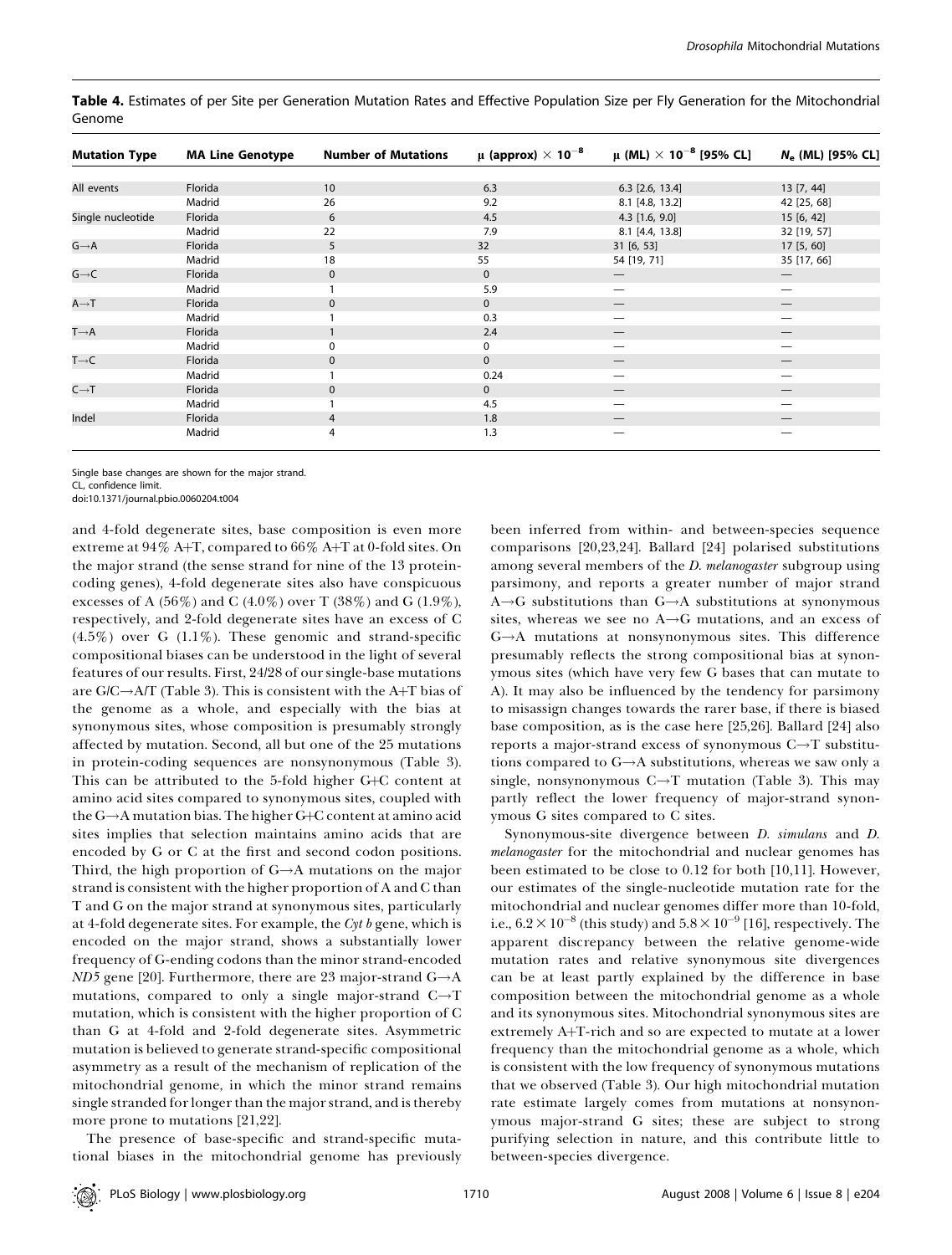**Table 4.** Estimates of per Site per Generation Mutation Rates and Effective Population Size per Fly Generation for the Mitochondrial Genome

| Mutation Type | MA Line Genotype | Number of Mutations | $\mu$ (approx) $\times 10^{-8}$ | $\mu$ (ML) $\times 10^{-8}$ [95% CL] | $N_e$ (ML) [95% CL] |
|---|---|---|---|---|---|
| All events | Florida | 10 | 6.3 | 6.3 [2.6, 13.4] | 13 [7, 44] |
| | Madrid | 26 | 9.2 | 8.1 [4.8, 13.2] | 42 [25, 68] |
| Single nucleotide | Florida | 6 | 4.5 | 4.3 [1.6, 9.0] | 15 [6, 42] |
| | Madrid | 22 | 7.9 | 8.1 [4.4, 13.8] | 32 [19, 57] |
| G→A | Florida | 5 | 32 | 31 [6, 53] | 17 [5, 60] |
| | Madrid | 18 | 55 | 54 [19, 71] | 35 [17, 66] |
| G→C | Florida | 0 | 0 | — | — |
| | Madrid | 1 | 5.9 | — | — |
| A→T | Florida | 0 | 0 | — | — |
| | Madrid | 1 | 0.3 | — | — |
| T→A | Florida | 1 | 2.4 | — | — |
| | Madrid | 0 | 0 | — | — |
| T→C | Florida | 0 | 0 | — | — |
| | Madrid | 1 | 0.24 | — | — |
| C→T | Florida | 0 | 0 | — | — |
| | Madrid | 1 | 4.5 | — | — |
| Indel | Florida | 4 | 1.8 | — | — |
| | Madrid | 4 | 1.3 | — | — |

Single base changes are shown for the major strand.
CL, confidence limit.
doi:10.1371/journal.pbio.0060204.t004

and 4-fold degenerate sites, base composition is even more extreme at 94% A+T, compared to 66% A+T at 0-fold sites. On the major strand (the sense strand for nine of the 13 protein-coding genes), 4-fold degenerate sites also have conspicuous excesses of A (56%) and C (4.0%) over T (38%) and G (1.9%), respectively, and 2-fold degenerate sites have an excess of C (4.5%) over G (1.1%). These genomic and strand-specific compositional biases can be understood in the light of several features of our results. First, 24/28 of our single-base mutations are G/C→A/T (Table 3). This is consistent with the A+T bias of the genome as a whole, and especially with the bias at synonymous sites, whose composition is presumably strongly affected by mutation. Second, all but one of the 25 mutations in protein-coding sequences are nonsynonymous (Table 3). This can be attributed to the 5-fold higher G+C content at amino acid sites compared to synonymous sites, coupled with the G→A mutation bias. The higher G+C content at amino acid sites implies that selection maintains amino acids that are encoded by G or C at the first and second codon positions. Third, the high proportion of G→A mutations on the major strand is consistent with the higher proportion of A and C than T and G on the major strand at synonymous sites, particularly at 4-fold degenerate sites. For example, the *Cyt b* gene, which is encoded on the major strand, shows a substantially lower frequency of G-ending codons than the minor strand-encoded *ND5* gene [20]. Furthermore, there are 23 major-strand G→A mutations, compared to only a single major-strand C→T mutation, which is consistent with the higher proportion of C than G at 4-fold and 2-fold degenerate sites. Asymmetric mutation is believed to generate strand-specific compositional asymmetry as a result of the mechanism of replication of the mitochondrial genome, in which the minor strand remains single stranded for longer than the major strand, and is thereby more prone to mutations [21,22].

The presence of base-specific and strand-specific mutational biases in the mitochondrial genome has previously been inferred from within- and between-species sequence comparisons [20,23,24]. Ballard [24] polarised substitutions among several members of the *D. melanogaster* subgroup using parsimony, and reports a greater number of major strand A→G substitutions than G→A substitutions at synonymous sites, whereas we see no A→G mutations, and an excess of G→A mutations at nonsynonymous sites. This difference presumably reflects the strong compositional bias at synonymous sites (which have very few G bases that can mutate to A). It may also be influenced by the tendency for parsimony to misassign changes towards the rarer base, if there is biased base composition, as is the case here [25,26]. Ballard [24] also reports a major-strand excess of synonymous C→T substitutions compared to G→A substitutions, whereas we saw only a single, nonsynonymous C→T mutation (Table 3). This may partly reflect the lower frequency of major-strand synonymous G sites compared to C sites.

Synonymous-site divergence between *D. simulans* and *D. melanogaster* for the mitochondrial and nuclear genomes has been estimated to be close to 0.12 for both [10,11]. However, our estimates of the single-nucleotide mutation rate for the mitochondrial and nuclear genomes differ more than 10-fold, i.e., $6.2 \times 10^{-8}$ (this study) and $5.8 \times 10^{-9}$ [16], respectively. The apparent discrepancy between the relative genome-wide mutation rates and relative synonymous site divergences can be at least partly explained by the difference in base composition between the mitochondrial genome as a whole and its synonymous sites. Mitochondrial synonymous sites are extremely A+T-rich and so are expected to mutate at a lower frequency than the mitochondrial genome as a whole, which is consistent with the low frequency of synonymous mutations that we observed (Table 3). Our high mitochondrial mutation rate estimate largely comes from mutations at nonsynonymous major-strand G sites; these are subject to strong purifying selection in nature, and this contribute little to between-species divergence.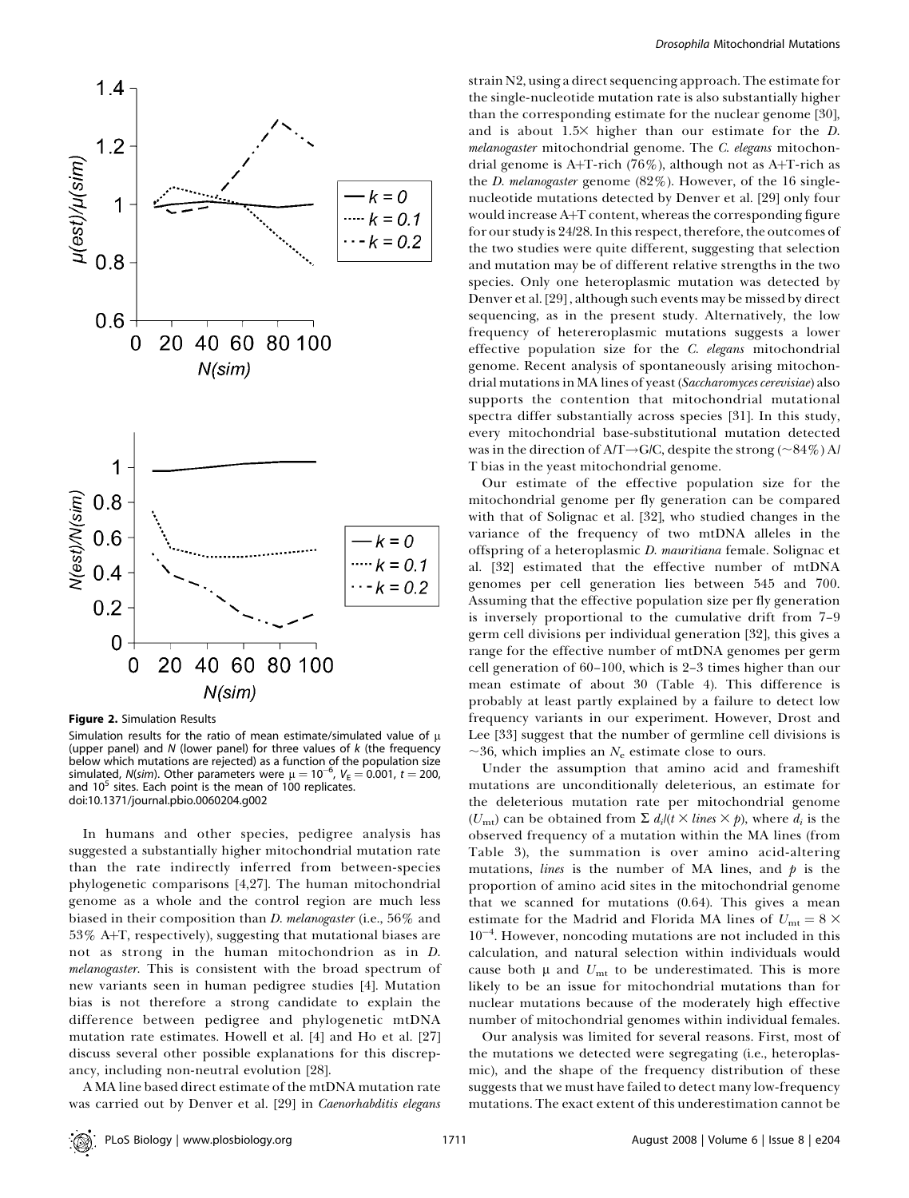**Figure 2.** Simulation Results

Simulation results for the ratio of mean estimate/simulated value of μ (upper panel) and $N$ (lower panel) for three values of $k$ (the frequency below which mutations are rejected) as a function of the population size simulated, $N(sim)$. Other parameters were $\mu = 10^{-6}$, $V_E = 0.001$, $t = 200$, and $10^5$ sites. Each point is the mean of 100 replicates.
doi:10.1371/journal.pbio.0060204.g002

In humans and other species, pedigree analysis has suggested a substantially higher mitochondrial mutation rate than the rate indirectly inferred from between-species phylogenetic comparisons [4,27]. The human mitochondrial genome as a whole and the control region are much less biased in their composition than *D. melanogaster* (i.e., 56% and 53% A+T, respectively), suggesting that mutational biases are not as strong in the human mitochondrion as in *D. melanogaster*. This is consistent with the broad spectrum of new variants seen in human pedigree studies [4]. Mutation bias is not therefore a strong candidate to explain the difference between pedigree and phylogenetic mtDNA mutation rate estimates. Howell et al. [4] and Ho et al. [27] discuss several other possible explanations for this discrepancy, including non-neutral evolution [28].

A MA line based direct estimate of the mtDNA mutation rate was carried out by Denver et al. [29] in *Caenorhabditis elegans* strain N2, using a direct sequencing approach. The estimate for the single-nucleotide mutation rate is also substantially higher than the corresponding estimate for the nuclear genome [30], and is about 1.5× higher than our estimate for the *D. melanogaster* mitochondrial genome. The *C. elegans* mitochondrial genome is A+T-rich (76%), although not as A+T-rich as the *D. melanogaster* genome (82%). However, of the 16 single-nucleotide mutations detected by Denver et al. [29] only four would increase A+T content, whereas the corresponding figure for our study is 24/28. In this respect, therefore, the outcomes of the two studies were quite different, suggesting that selection and mutation may be of different relative strengths in the two species. Only one heteroplasmic mutation was detected by Denver et al. [29], although such events may be missed by direct sequencing, as in the present study. Alternatively, the low frequency of hetereroplasmic mutations suggests a lower effective population size for the *C. elegans* mitochondrial genome. Recent analysis of spontaneously arising mitochondrial mutations in MA lines of yeast (*Saccharomyces cerevisiae*) also supports the contention that mitochondrial mutational spectra differ substantially across species [31]. In this study, every mitochondrial base-substitutional mutation detected was in the direction of A/T→G/C, despite the strong (~84%) A/T bias in the yeast mitochondrial genome.

Our estimate of the effective population size for the mitochondrial genome per fly generation can be compared with that of Solignac et al. [32], who studied changes in the variance of the frequency of two mtDNA alleles in the offspring of a heteroplasmic *D. mauritiana* female. Solignac et al. [32] estimated that the effective number of mtDNA genomes per cell generation lies between 545 and 700. Assuming that the effective population size per fly generation is inversely proportional to the cumulative drift from 7–9 germ cell divisions per individual generation [32], this gives a range for the effective number of mtDNA genomes per germ cell generation of 60–100, which is 2–3 times higher than our mean estimate of about 30 (Table 4). This difference is probably at least partly explained by a failure to detect low frequency variants in our experiment. However, Drost and Lee [33] suggest that the number of germline cell divisions is ~36, which implies an $N_e$ estimate close to ours.

Under the assumption that amino acid and frameshift mutations are unconditionally deleterious, an estimate for the deleterious mutation rate per mitochondrial genome ($U_{mt}$) can be obtained from $\Sigma\, d_i/(t \times lines \times p)$, where $d_i$ is the observed frequency of a mutation within the MA lines (from Table 3), the summation is over amino acid-altering mutations, *lines* is the number of MA lines, and $p$ is the proportion of amino acid sites in the mitochondrial genome that we scanned for mutations (0.64). This gives a mean estimate for the Madrid and Florida MA lines of $U_{mt} = 8 \times 10^{-4}$. However, noncoding mutations are not included in this calculation, and natural selection within individuals would cause both μ and $U_{mt}$ to be underestimated. This is more likely to be an issue for mitochondrial mutations than for nuclear mutations because of the moderately high effective number of mitochondrial genomes within individual females.

Our analysis was limited for several reasons. First, most of the mutations we detected were segregating (i.e., heteroplasmic), and the shape of the frequency distribution of these suggests that we must have failed to detect many low-frequency mutations. The exact extent of this underestimation cannot be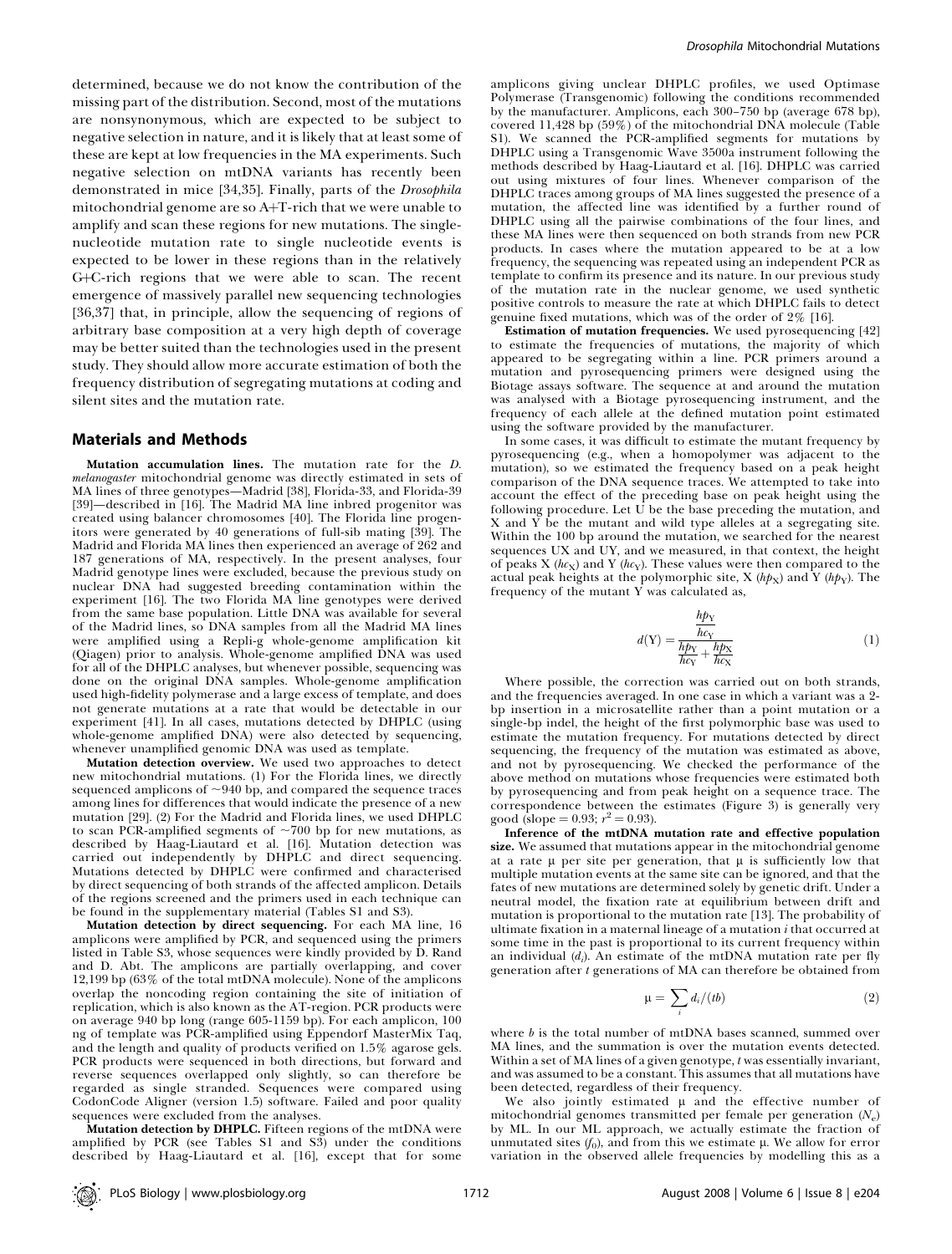determined, because we do not know the contribution of the missing part of the distribution. Second, most of the mutations are nonsynonymous, which are expected to be subject to negative selection in nature, and it is likely that at least some of these are kept at low frequencies in the MA experiments. Such negative selection on mtDNA variants has recently been demonstrated in mice [34,35]. Finally, parts of the *Drosophila* mitochondrial genome are so A+T-rich that we were unable to amplify and scan these regions for new mutations. The single-nucleotide mutation rate to single nucleotide events is expected to be lower in these regions than in the relatively G+C-rich regions that we were able to scan. The recent emergence of massively parallel new sequencing technologies [36,37] that, in principle, allow the sequencing of regions of arbitrary base composition at a very high depth of coverage may be better suited than the technologies used in the present study. They should allow more accurate estimation of both the frequency distribution of segregating mutations at coding and silent sites and the mutation rate.

## Materials and Methods

**Mutation accumulation lines.** The mutation rate for the *D. melanogaster* mitochondrial genome was directly estimated in sets of MA lines of three genotypes—Madrid [38], Florida-33, and Florida-39 [39]—described in [16]. The Madrid MA line inbred progenitor was created using balancer chromosomes [40]. The Florida line progenitors were generated by 40 generations of full-sib mating [39]. The Madrid and Florida MA lines then experienced an average of 262 and 187 generations of MA, respectively. In the present analyses, four Madrid genotype lines were excluded, because the previous study on nuclear DNA had suggested breeding contamination within the experiment [16]. The two Florida MA line genotypes were derived from the same base population. Little DNA was available for several of the Madrid lines, so DNA samples from all the Madrid MA lines were amplified using a Repli-g whole-genome amplification kit (Qiagen) prior to analysis. Whole-genome amplified DNA was used for all of the DHPLC analyses, but whenever possible, sequencing was done on the original DNA samples. Whole-genome amplification used high-fidelity polymerase and a large excess of template, and does not generate mutations at a rate that would be detectable in our experiment [41]. In all cases, mutations detected by DHPLC (using whole-genome amplified DNA) were also detected by sequencing, whenever unamplified genomic DNA was used as template.

**Mutation detection overview.** We used two approaches to detect new mitochondrial mutations. (1) For the Florida lines, we directly sequenced amplicons of ~940 bp, and compared the sequence traces among lines for differences that would indicate the presence of a new mutation [29]. (2) For the Madrid and Florida lines, we used DHPLC to scan PCR-amplified segments of ~700 bp for new mutations, as described by Haag-Liautard et al. [16]. Mutation detection was carried out independently by DHPLC and direct sequencing. Mutations detected by DHPLC were confirmed and characterised by direct sequencing of both strands of the affected amplicon. Details of the regions screened and the primers used in each technique can be found in the supplementary material (Tables S1 and S3).

**Mutation detection by direct sequencing.** For each MA line, 16 amplicons were amplified by PCR, and sequenced using the primers listed in Table S3, whose sequences were kindly provided by D. Rand and D. Abt. The amplicons are partially overlapping, and cover 12,199 bp (63% of the total mtDNA molecule). None of the amplicons overlap the noncoding region containing the site of initiation of replication, which is also known as the AT-region. PCR products were on average 940 bp long (range 605-1159 bp). For each amplicon, 100 ng of template was PCR-amplified using Eppendorf MasterMix Taq, and the length and quality of products verified on 1.5% agarose gels. PCR products were sequenced in both directions, but forward and reverse sequences overlapped only slightly, so can therefore be regarded as single stranded. Sequences were compared using CodonCode Aligner (version 1.5) software. Failed and poor quality sequences were excluded from the analyses.

**Mutation detection by DHPLC.** Fifteen regions of the mtDNA were amplified by PCR (see Tables S1 and S3) under the conditions described by Haag-Liautard et al. [16], except that for some amplicons giving unclear DHPLC profiles, we used Optimase Polymerase (Transgenomic) following the conditions recommended by the manufacturer. Amplicons, each 300–750 bp (average 678 bp), covered 11,428 bp (59%) of the mitochondrial DNA molecule (Table S1). We scanned the PCR-amplified segments for mutations by DHPLC using a Transgenomic Wave 3500a instrument following the methods described by Haag-Liautard et al. [16]. DHPLC was carried out using mixtures of four lines. Whenever comparison of the DHPLC traces among groups of MA lines suggested the presence of a mutation, the affected line was identified by a further round of DHPLC using all the pairwise combinations of the four lines, and these MA lines were then sequenced on both strands from new PCR products. In cases where the mutation appeared to be at a low frequency, the sequencing was repeated using an independent PCR as template to confirm its presence and its nature. In our previous study of the mutation rate in the nuclear genome, we used synthetic positive controls to measure the rate at which DHPLC fails to detect genuine fixed mutations, which was of the order of 2% [16].

**Estimation of mutation frequencies.** We used pyrosequencing [42] to estimate the frequencies of mutations, the majority of which appeared to be segregating within a line. PCR primers around a mutation and pyrosequencing primers were designed using the Biotage assays software. The sequence at and around the mutation was analysed with a Biotage pyrosequencing instrument, and the frequency of each allele at the defined mutation point estimated using the software provided by the manufacturer.

In some cases, it was difficult to estimate the mutant frequency by pyrosequencing (e.g., when a homopolymer was adjacent to the mutation), so we estimated the frequency based on a peak height comparison of the DNA sequence traces. We attempted to take into account the effect of the preceding base on peak height using the following procedure. Let U be the base preceding the mutation, and X and Y be the mutant and wild type alleles at a segregating site. Within the 100 bp around the mutation, we searched for the nearest sequences UX and UY, and we measured, in that context, the height of peaks X ($hc_X$) and Y ($hc_Y$). These values were then compared to the actual peak heights at the polymorphic site, X ($hp_X$) and Y ($hp_Y$). The frequency of the mutant Y was calculated as,

$$d(\mathrm{Y}) = \frac{\frac{hp_{\mathrm{Y}}}{hc_{\mathrm{Y}}}}{\frac{hp_{\mathrm{Y}}}{hc_{\mathrm{Y}}} + \frac{hp_{\mathrm{X}}}{hc_{\mathrm{X}}}} \tag{1}$$

Where possible, the correction was carried out on both strands, and the frequencies averaged. In one case in which a variant was a 2-bp insertion in a microsatellite rather than a point mutation or a single-bp indel, the height of the first polymorphic base was used to estimate the mutation frequency. For mutations detected by direct sequencing, the frequency of the mutation was estimated as above, and not by pyrosequencing. We checked the performance of the above method on mutations whose frequencies were estimated both by pyrosequencing and from peak height on a sequence trace. The correspondence between the estimates (Figure 3) is generally very good (slope = 0.93; $r^2 = 0.93$).

**Inference of the mtDNA mutation rate and effective population size.** We assumed that mutations appear in the mitochondrial genome at a rate μ per site per generation, that μ is sufficiently low that multiple mutation events at the same site can be ignored, and that the fates of new mutations are determined solely by genetic drift. Under a neutral model, the fixation rate at equilibrium between drift and mutation is proportional to the mutation rate [13]. The probability of ultimate fixation in a maternal lineage of a mutation *i* that occurred at some time in the past is proportional to its current frequency within an individual ($d_i$). An estimate of the mtDNA mutation rate per fly generation after *t* generations of MA can therefore be obtained from

$$\mu = \sum_i d_i/(tb) \tag{2}$$

where *b* is the total number of mtDNA bases scanned, summed over MA lines, and the summation is over the mutation events detected. Within a set of MA lines of a given genotype, *t* was essentially invariant, and was assumed to be a constant. This assumes that all mutations have been detected, regardless of their frequency.

We also jointly estimated μ and the effective number of mitochondrial genomes transmitted per female per generation ($N_e$) by ML. In our ML approach, we actually estimate the fraction of unmutated sites ($f_0$), and from this we estimate μ. We allow for error variation in the observed allele frequencies by modelling this as a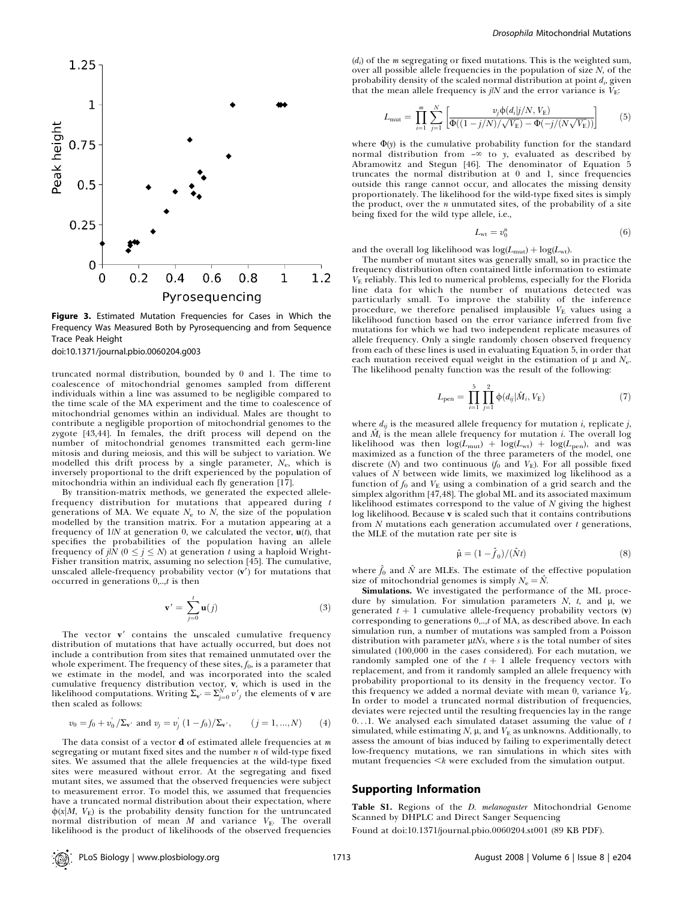**Figure 3.** Estimated Mutation Frequencies for Cases in Which the Frequency Was Measured Both by Pyrosequencing and from Sequence Trace Peak Height

doi:10.1371/journal.pbio.0060204.g003

truncated normal distribution, bounded by 0 and 1. The time to coalescence of mitochondrial genomes sampled from different individuals within a line was assumed to be negligible compared to the time scale of the MA experiment and the time to coalescence of mitochondrial genomes within an individual. Males are thought to contribute a negligible proportion of mitochondrial genomes to the zygote [43,44]. In females, the drift process will depend on the number of mitochondrial genomes transmitted each germ-line mitosis and during meiosis, and this will be subject to variation. We modelled this drift process by a single parameter, $N_e$, which is inversely proportional to the drift experienced by the population of mitochondria within an individual each fly generation [17].

By transition-matrix methods, we generated the expected allele-frequency distribution for mutations that appeared during $t$ generations of MA. We equate $N_e$ to $N$, the size of the population modelled by the transition matrix. For a mutation appearing at a frequency of $1/N$ at generation 0, we calculated the vector, $\mathbf{u}(t)$, that specifies the probabilities of the population having an allele frequency of $j/N$ ($0 \leq j \leq N$) at generation $t$ using a haploid Wright-Fisher transition matrix, assuming no selection [45]. The cumulative, unscaled allele-frequency probability vector ($\mathbf{v}'$) for mutations that occurred in generations $0,..,t$ is then

$$\mathbf{v}' = \sum_{j=0}^{t} \mathbf{u}(j) \tag{3}$$

The vector $\mathbf{v}'$ contains the unscaled cumulative frequency distribution of mutations that have actually occurred, but does not include a contribution from sites that remained unmutated over the whole experiment. The frequency of these sites, $f_0$, is a parameter that we estimate in the model, and was incorporated into the scaled cumulative frequency distribution vector, $\mathbf{v}$, which is used in the likelihood computations. Writing $\Sigma_{\mathbf{v}'} = \Sigma_{j=0}^{N} v'_j$ the elements of $\mathbf{v}$ are then scaled as follows:

$$v_0 = f_0 + v'_0/\Sigma_{\mathbf{v}'} \text{ and } v_j = v'_j\,(1 - f_0)/\Sigma_{\mathbf{v}'}, \qquad (j = 1, ..., N) \tag{4}$$

The data consist of a vector $\mathbf{d}$ of estimated allele frequencies at $m$ segregating or mutant fixed sites and the number $n$ of wild-type fixed sites. We assumed that the allele frequencies at the wild-type fixed sites were measured without error. At the segregating and fixed mutant sites, we assumed that the observed frequencies were subject to measurement error. To model this, we assumed that frequencies have a truncated normal distribution about their expectation, where $\phi(x|M, V_E)$ is the probability density function for the untruncated normal distribution of mean $M$ and variance $V_E$. The overall likelihood is the product of likelihoods of the observed frequencies ($d_i$) of the $m$ segregating or fixed mutations. This is the weighted sum, over all possible allele frequencies in the population of size $N$, of the probability density of the scaled normal distribution at point $d_i$, given that the mean allele frequency is $j/N$ and the error variance is $V_E$:

$$L_{\text{mut}} = \prod_{i=1}^{m} \sum_{j=1}^{N} \left[ \frac{v_j \phi(d_i | j/N, V_E)}{\Phi((1 - j/N)/\sqrt{V_E}) - \Phi(-j/(N\sqrt{V_E}))} \right] \tag{5}$$

where $\Phi(y)$ is the cumulative probability function for the standard normal distribution from $-\infty$ to $y$, evaluated as described by Abramowitz and Stegun [46]. The denominator of Equation 5 truncates the normal distribution at 0 and 1, since frequencies outside this range cannot occur, and allocates the missing density proportionately. The likelihood for the wild-type fixed sites is simply the product, over the $n$ unmutated sites, of the probability of a site being fixed for the wild type allele, i.e.,

$$L_{\text{wt}} = v_0^n \tag{6}$$

and the overall log likelihood was $\log(L_{\text{mut}}) + \log(L_{\text{wt}})$.

The number of mutant sites was generally small, so in practice the frequency distribution often contained little information to estimate $V_E$ reliably. This led to numerical problems, especially for the Florida line data for which the number of mutations detected was particularly small. To improve the stability of the inference procedure, we therefore penalised implausible $V_E$ values using a likelihood function based on the error variance inferred from five mutations for which we had two independent replicate measures of allele frequency. Only a single randomly chosen observed frequency from each of these lines is used in evaluating Equation 5, in order that each mutation received equal weight in the estimation of $\mu$ and $N_e$. The likelihood penalty function was the result of the following:

$$L_{\text{pen}} = \prod_{i=1}^{5} \prod_{j=1}^{2} \phi(d_{ij} | \hat{M}_i, V_E) \tag{7}$$

where $d_{ij}$ is the measured allele frequency for mutation $i$, replicate $j$, and $\hat{M}_i$ is the mean allele frequency for mutation $i$. The overall log likelihood was then $\log(L_{\text{mut}}) + \log(L_{\text{wt}}) + \log(L_{\text{pen}})$, and was maximized as a function of the three parameters of the model, one discrete ($N$) and two continuous ($f_0$ and $V_E$). For all possible fixed values of $N$ between wide limits, we maximized log likelihood as a function of $f_0$ and $V_E$ using a combination of a grid search and the simplex algorithm [47,48]. The global ML and its associated maximum likelihood estimates correspond to the value of $N$ giving the highest log likelihood. Because $\mathbf{v}$ is scaled such that it contains contributions from $N$ mutations each generation accumulated over $t$ generations, the MLE of the mutation rate per site is

$$\hat{\mu} = (1 - \hat{f}_0)/(\hat{N}t) \tag{8}$$

where $\hat{f}_0$ and $\hat{N}$ are MLEs. The estimate of the effective population size of mitochondrial genomes is simply $N_e = \hat{N}$.

**Simulations.** We investigated the performance of the ML procedure by simulation. For simulation parameters $N$, $t$, and $\mu$, we generated $t + 1$ cumulative allele-frequency probability vectors ($\mathbf{v}$) corresponding to generations $0,..,t$ of MA, as described above. In each simulation run, a number of mutations was sampled from a Poisson distribution with parameter $\mu tNs$, where $s$ is the total number of sites simulated (100,000 in the cases considered). For each mutation, we randomly sampled one of the $t + 1$ allele frequency vectors with replacement, and from it randomly sampled an allele frequency with probability proportional to its density in the frequency vector. To this frequency we added a normal deviate with mean 0, variance $V_E$. In order to model a truncated normal distribution of frequencies, deviates were rejected until the resulting frequencies lay in the range $0\ldots1$. We analysed each simulated dataset assuming the value of $t$ simulated, while estimating $N$, $\mu$, and $V_E$ as unknowns. Additionally, to assess the amount of bias induced by failing to experimentally detect low-frequency mutations, we ran simulations in which sites with mutant frequencies $< k$ were excluded from the simulation output.

## Supporting Information

**Table S1.** Regions of the *D. melanogaster* Mitochondrial Genome Scanned by DHPLC and Direct Sanger Sequencing

Found at doi:10.1371/journal.pbio.0060204.st001 (89 KB PDF).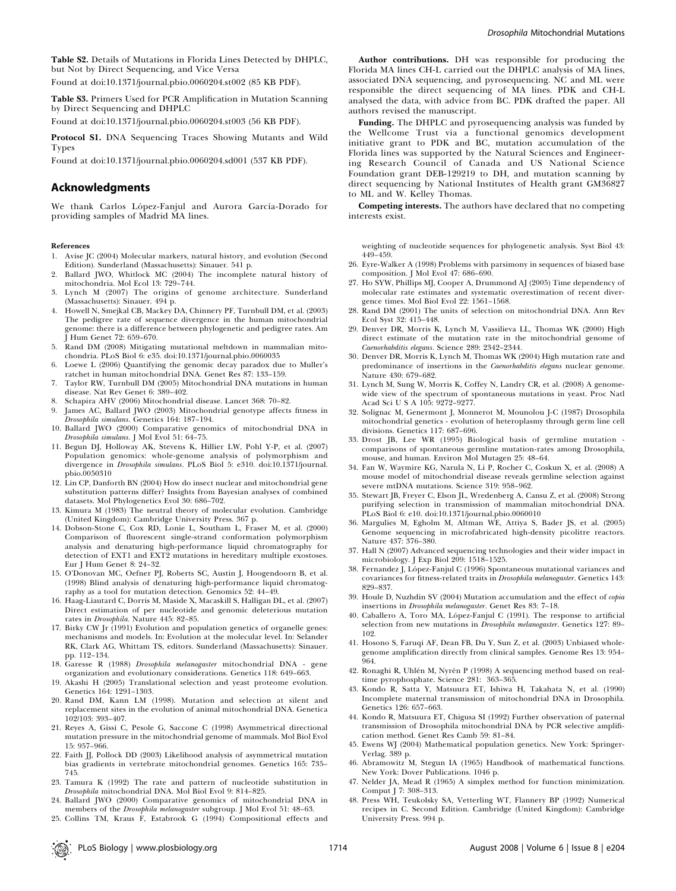**Table S2.** Details of Mutations in Florida Lines Detected by DHPLC, but Not by Direct Sequencing, and Vice Versa

Found at doi:10.1371/journal.pbio.0060204.st002 (85 KB PDF).

**Table S3.** Primers Used for PCR Amplification in Mutation Scanning by Direct Sequencing and DHPLC

Found at doi:10.1371/journal.pbio.0060204.st003 (56 KB PDF).

**Protocol S1.** DNA Sequencing Traces Showing Mutants and Wild Types

Found at doi:10.1371/journal.pbio.0060204.sd001 (537 KB PDF).

## Acknowledgments

We thank Carlos López-Fanjul and Aurora García-Dorado for providing samples of Madrid MA lines.

**Author contributions.** DH was responsible for producing the Florida MA lines CH-L carried out the DHPLC analysis of MA lines, associated DNA sequencing, and pyrosequencing. NC and ML were responsible the direct sequencing of MA lines. PDK and CH-L analysed the data, with advice from BC. PDK drafted the paper. All authors revised the manuscript.

**Funding.** The DHPLC and pyrosequencing analysis was funded by the Wellcome Trust via a functional genomics development initiative grant to PDK and BC, mutation accumulation of the Florida lines was supported by the Natural Sciences and Engineering Research Council of Canada and US National Science Foundation grant DEB-129219 to DH, and mutation scanning by direct sequencing by National Institutes of Health grant GM36827 to ML and W. Kelley Thomas.

**Competing interests.** The authors have declared that no competing interests exist.

#### References

1. Avise JC (2004) Molecular markers, natural history, and evolution (Second Edition). Sunderland (Massachusetts): Sinauer. 541 p.
2. Ballard JWO, Whitlock MC (2004) The incomplete natural history of mitochondria. Mol Ecol 13: 729–744.
3. Lynch M (2007) The origins of genome architecture. Sunderland (Massachusetts): Sinauer. 494 p.
4. Howell N, Smejkal CB, Mackey DA, Chinnery PF, Turnbull DM, et al. (2003) The pedigree rate of sequence divergence in the human mitochondrial genome: there is a difference between phylogenetic and pedigree rates. Am J Hum Genet 72: 659–670.
5. Rand DM (2008) Mitigating mutational meltdown in mammalian mitochondria. PLoS Biol 6: e35. doi:10.1371/journal.pbio.0060035
6. Loewe L (2006) Quantifying the genomic decay paradox due to Muller's ratchet in human mitochondrial DNA. Genet Res 87: 133–159.
7. Taylor RW, Turnbull DM (2005) Mitochondrial DNA mutations in human disease. Nat Rev Genet 6: 389–402.
8. Schapira AHV (2006) Mitochondrial disease. Lancet 368: 70–82.
9. James AC, Ballard JWO (2003) Mitochondrial genotype affects fitness in *Drosophila simulans*. Genetics 164: 187–194.
10. Ballard JWO (2000) Comparative genomics of mitochondrial DNA in *Drosophila simulans*. J Mol Evol 51: 64–75.
11. Begun DJ, Holloway AK, Stevens K, Hillier LW, Pohl Y-P, et al. (2007) Population genomics: whole-genome analysis of polymorphism and divergence in *Drosophila simulans*. PLoS Biol 5: e310. doi:10.1371/journal.pbio.0050310
12. Lin CP, Danforth BN (2004) How do insect nuclear and mitochondrial gene substitution patterns differ? Insights from Bayesian analyses of combined datasets. Mol Phylogenetics Evol 30: 686–702.
13. Kimura M (1983) The neutral theory of molecular evolution. Cambridge (United Kingdom): Cambridge University Press. 367 p.
14. Dobson-Stone C, Cox RD, Lonie L, Southam L, Fraser M, et al. (2000) Comparison of fluorescent single-strand conformation polymorphism analysis and denaturing high-performance liquid chromatography for detection of EXT1 and EXT2 mutations in hereditary multiple exostoses. Eur J Hum Genet 8: 24–32.
15. O'Donovan MC, Oefner PJ, Roberts SC, Austin J, Hoogendoorn B, et al. (1998) Blind analysis of denaturing high-performance liquid chromatography as a tool for mutation detection. Genomics 52: 44–49.
16. Haag-Liautard C, Dorris M, Maside X, Macaskill S, Halligan DL, et al. (2007) Direct estimation of per nucleotide and genomic deleterious mutation rates in *Drosophila*. Nature 445: 82–85.
17. Birky CW Jr (1991) Evolution and population genetics of organelle genes: mechanisms and models. In: Evolution at the molecular level. In: Selander RK, Clark AG, Whittam TS, editors. Sunderland (Massachusetts): Sinauer. pp. 112–134.
18. Garesse R (1988) *Drosophila melanogaster* mitochondrial DNA - gene organization and evolutionary considerations. Genetics 118: 649–663.
19. Akashi H (2005) Translational selection and yeast proteome evolution. Genetics 164: 1291–1303.
20. Rand DM, Kann LM (1998). Mutation and selection at silent and replacement sites in the evolution of animal mitochondrial DNA. Genetica 102/103: 393–407.
21. Reyes A, Gissi C, Pesole G, Saccone C (1998) Asymmetrical directional mutation pressure in the mitochondrial genome of mammals. Mol Biol Evol 15: 957–966.
22. Faith JJ, Pollock DD (2003) Likelihood analysis of asymmetrical mutation bias gradients in vertebrate mitochondrial genomes. Genetics 165: 735–745.
23. Tamura K (1992) The rate and pattern of nucleotide substitution in *Drosophila* mitochondrial DNA. Mol Biol Evol 9: 814–825.
24. Ballard JWO (2000) Comparative genomics of mitochondrial DNA in members of the *Drosophila melanogaster* subgroup. J Mol Evol 51: 48–63.
25. Collins TM, Kraus F, Estabrook G (1994) Compositional effects and weighting of nucleotide sequences for phylogenetic analysis. Syst Biol 43: 449–459.
26. Eyre-Walker A (1998) Problems with parsimony in sequences of biased base composition. J Mol Evol 47: 686–690.
27. Ho SYW, Phillips MJ, Cooper A, Drummond AJ (2005) Time dependency of molecular rate estimates and systematic overestimation of recent divergence times. Mol Biol Evol 22: 1561–1568.
28. Rand DM (2001) The units of selection on mitochondrial DNA. Ann Rev Ecol Syst 32: 415–448.
29. Denver DR, Morris K, Lynch M, Vassilieva LL, Thomas WK (2000) High direct estimate of the mutation rate in the mitochondrial genome of *Caenorhabditis elegans*. Science 289: 2342–2344.
30. Denver DR, Morris K, Lynch M, Thomas WK (2004) High mutation rate and predominance of insertions in the *Caenorhabditis elegans* nuclear genome. Nature 430: 679–682.
31. Lynch M, Sung W, Morris K, Coffey N, Landry CR, et al. (2008) A genome-wide view of the spectrum of spontaneous mutations in yeast. Proc Natl Acad Sci U S A 105: 9272–9277.
32. Solignac M, Genermont J, Monnerot M, Mounolou J-C (1987) Drosophila mitochondrial genetics - evolution of heteroplasmy through germ line cell divisions. Genetics 117: 687–696.
33. Drost JB, Lee WR (1995) Biological basis of germline mutation - comparisons of spontaneous germline mutation-rates among Drosophila, mouse, and human. Environ Mol Mutagen 25: 48–64.
34. Fan W, Waymire KG, Narula N, Li P, Rocher C, Coskun X, et al. (2008) A mouse model of mitochondrial disease reveals germline selection against severe mtDNA mutations. Science 319: 958–962.
35. Stewart JB, Freyer C, Elson JL, Wredenberg A, Cansu Z, et al. (2008) Strong purifying selection in transmission of mammalian mitochondrial DNA. PLoS Biol 6: e10. doi:10.1371/journal.pbio.0060010
36. Margulies M, Egholm M, Altman WE, Attiya S, Bader JS, et al. (2005) Genome sequencing in microfabricated high-density picolitre reactors. Nature 437: 376–380.
37. Hall N (2007) Advanced sequencing technologies and their wider impact in microbiology. J Exp Biol 209: 1518–1525.
38. Fernandez J, López-Fanjul C (1996) Spontaneous mutational variances and covariances for fitness-related traits in *Drosophila melanogaster*. Genetics 143: 829–837.
39. Houle D, Nuzhdin SV (2004) Mutation accumulation and the effect of *copia* insertions in *Drosophila melanogaster*. Genet Res 83: 7–18.
40. Caballero A, Toro MA, López-Fanjul C (1991). The response to artificial selection from new mutations in *Drosophila melanogaster*. Genetics 127: 89–102.
41. Hosono S, Faruqi AF, Dean FB, Du Y, Sun Z, et al. (2003) Unbiased whole-genome amplification directly from clinical samples. Genome Res 13: 954–964.
42. Ronaghi R, Uhlén M, Nyrén P (1998) A sequencing method based on real-time pyrophosphate. Science 281: 363–365.
43. Kondo R, Satta Y, Matsuura ET, Ishiwa H, Takahata N, et al. (1990) Incomplete maternal transmission of mitochondrial DNA in Drosophila. Genetics 126: 657–663.
44. Kondo R, Matsuura ET, Chigusa SI (1992) Further observation of paternal transmission of Drosophila mitochondrial DNA by PCR selective amplification method. Genet Res Camb 59: 81–84.
45. Ewens WJ (2004) Mathematical population genetics. New York: Springer-Verlag. 389 p.
46. Abramowitz M, Stegun IA (1965) Handbook of mathematical functions. New York: Dover Publications. 1046 p.
47. Nelder JA, Mead R (1965) A simplex method for function minimization. Comput J 7: 308–313.
48. Press WH, Teukolsky SA, Vetterling WT, Flannery BP (1992) Numerical recipes in C. Second Edition. Cambridge (United Kingdom): Cambridge University Press. 994 p.